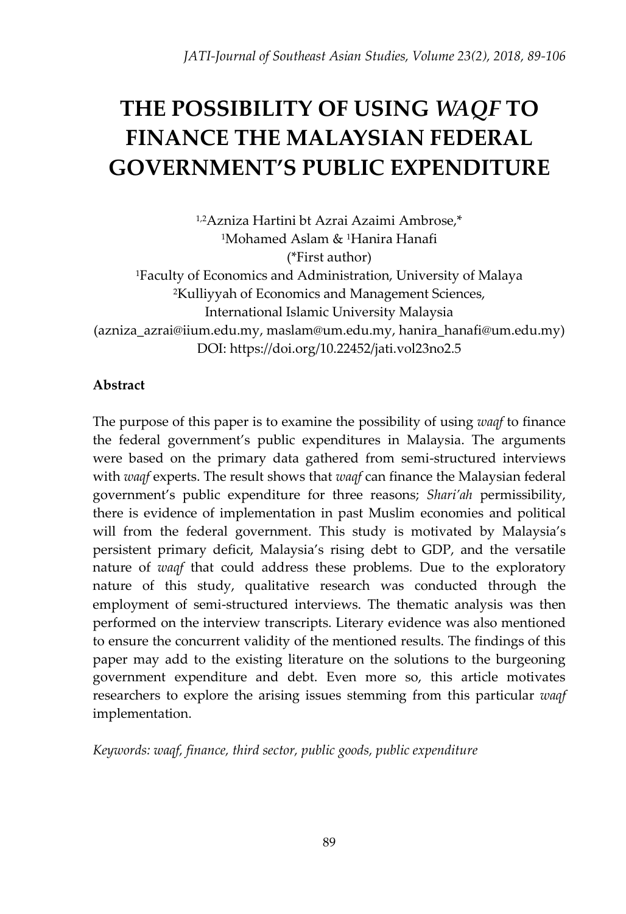# THE POSSIBILITY OF USING *WAQF* TO FINANCE THE MALAYSIAN FEDERAL GOVERNMENT'S PUBLIC EXPENDITURE

[1,2]Azniza Hartini bt Azrai Azaimi Ambrose,*
[1]Mohamed Aslam & [1]Hanira Hanafi
(*First author)
[1]Faculty of Economics and Administration, University of Malaya
[2]Kulliyyah of Economics and Management Sciences,
International Islamic University Malaysia
(azniza_azrai@iium.edu.my, maslam@um.edu.my, hanira_hanafi@um.edu.my)
DOI: https://doi.org/10.22452/jati.vol23no2.5

**Abstract**

The purpose of this paper is to examine the possibility of using *waqf* to finance the federal government's public expenditures in Malaysia. The arguments were based on the primary data gathered from semi-structured interviews with *waqf* experts. The result shows that *waqf* can finance the Malaysian federal government's public expenditure for three reasons; *Shari'ah* permissibility, there is evidence of implementation in past Muslim economies and political will from the federal government. This study is motivated by Malaysia's persistent primary deficit, Malaysia's rising debt to GDP, and the versatile nature of *waqf* that could address these problems. Due to the exploratory nature of this study, qualitative research was conducted through the employment of semi-structured interviews. The thematic analysis was then performed on the interview transcripts. Literary evidence was also mentioned to ensure the concurrent validity of the mentioned results. The findings of this paper may add to the existing literature on the solutions to the burgeoning government expenditure and debt. Even more so, this article motivates researchers to explore the arising issues stemming from this particular *waqf* implementation.

*Keywords: waqf, finance, third sector, public goods, public expenditure*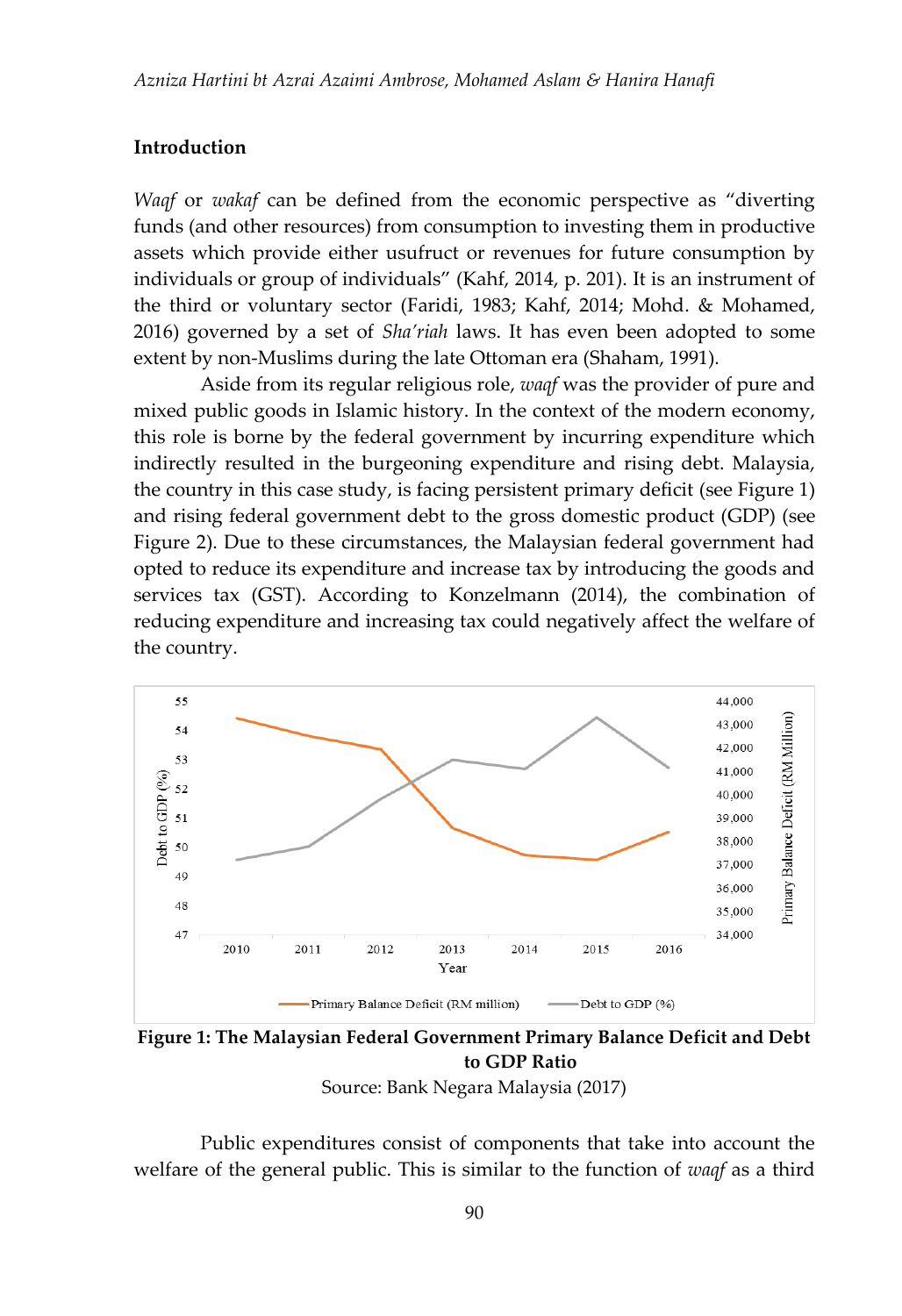## Introduction

*Waqf* or *wakaf* can be defined from the economic perspective as "diverting funds (and other resources) from consumption to investing them in productive assets which provide either usufruct or revenues for future consumption by individuals or group of individuals" (Kahf, 2014, p. 201). It is an instrument of the third or voluntary sector (Faridi, 1983; Kahf, 2014; Mohd. & Mohamed, 2016) governed by a set of *Sha'riah* laws. It has even been adopted to some extent by non-Muslims during the late Ottoman era (Shaham, 1991).

Aside from its regular religious role, *waqf* was the provider of pure and mixed public goods in Islamic history. In the context of the modern economy, this role is borne by the federal government by incurring expenditure which indirectly resulted in the burgeoning expenditure and rising debt. Malaysia, the country in this case study, is facing persistent primary deficit (see Figure 1) and rising federal government debt to the gross domestic product (GDP) (see Figure 2). Due to these circumstances, the Malaysian federal government had opted to reduce its expenditure and increase tax by introducing the goods and services tax (GST). According to Konzelmann (2014), the combination of reducing expenditure and increasing tax could negatively affect the welfare of the country.

**Figure 1: The Malaysian Federal Government Primary Balance Deficit and Debt to GDP Ratio**

Source: Bank Negara Malaysia (2017)

Public expenditures consist of components that take into account the welfare of the general public. This is similar to the function of *waqf* as a third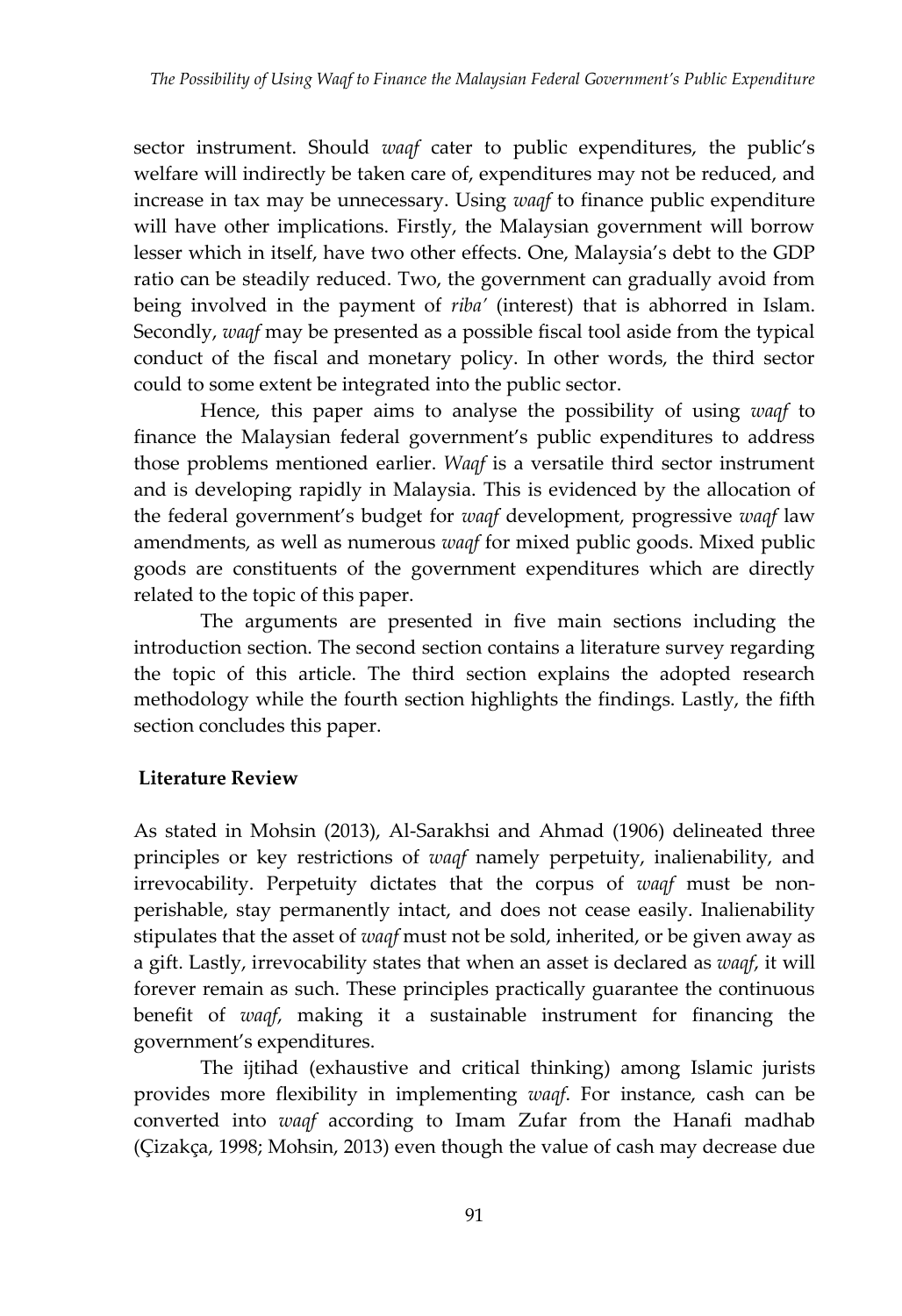sector instrument. Should *waqf* cater to public expenditures, the public's welfare will indirectly be taken care of, expenditures may not be reduced, and increase in tax may be unnecessary. Using *waqf* to finance public expenditure will have other implications. Firstly, the Malaysian government will borrow lesser which in itself, have two other effects. One, Malaysia's debt to the GDP ratio can be steadily reduced. Two, the government can gradually avoid from being involved in the payment of *riba'* (interest) that is abhorred in Islam. Secondly, *waqf* may be presented as a possible fiscal tool aside from the typical conduct of the fiscal and monetary policy. In other words, the third sector could to some extent be integrated into the public sector.

Hence, this paper aims to analyse the possibility of using *waqf* to finance the Malaysian federal government's public expenditures to address those problems mentioned earlier. *Waqf* is a versatile third sector instrument and is developing rapidly in Malaysia. This is evidenced by the allocation of the federal government's budget for *waqf* development, progressive *waqf* law amendments, as well as numerous *waqf* for mixed public goods. Mixed public goods are constituents of the government expenditures which are directly related to the topic of this paper.

The arguments are presented in five main sections including the introduction section. The second section contains a literature survey regarding the topic of this article. The third section explains the adopted research methodology while the fourth section highlights the findings. Lastly, the fifth section concludes this paper.

## Literature Review

As stated in Mohsin (2013), Al-Sarakhsi and Ahmad (1906) delineated three principles or key restrictions of *waqf* namely perpetuity, inalienability, and irrevocability. Perpetuity dictates that the corpus of *waqf* must be non-perishable, stay permanently intact, and does not cease easily. Inalienability stipulates that the asset of *waqf* must not be sold, inherited, or be given away as a gift. Lastly, irrevocability states that when an asset is declared as *waqf*, it will forever remain as such. These principles practically guarantee the continuous benefit of *waqf*, making it a sustainable instrument for financing the government's expenditures.

The ijtihad (exhaustive and critical thinking) among Islamic jurists provides more flexibility in implementing *waqf*. For instance, cash can be converted into *waqf* according to Imam Zufar from the Hanafi madhab (Çizakça, 1998; Mohsin, 2013) even though the value of cash may decrease due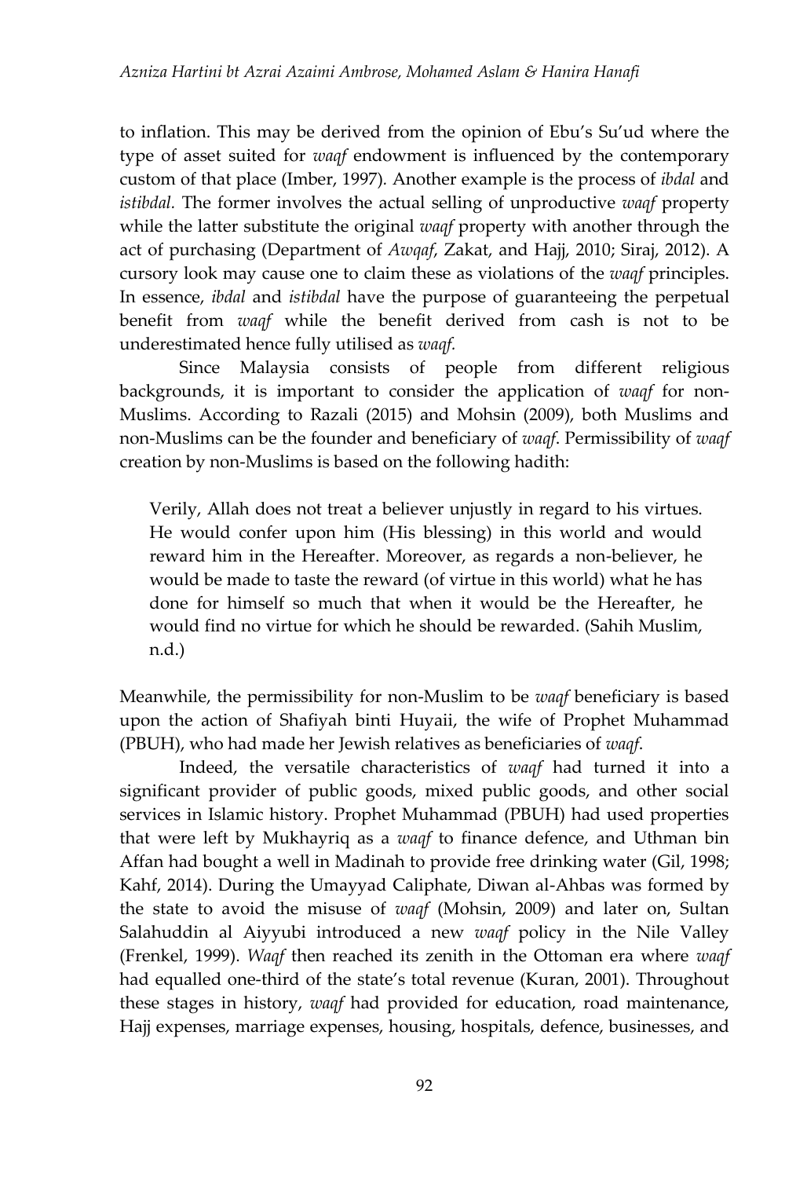to inflation. This may be derived from the opinion of Ebu's Su'ud where the type of asset suited for *waqf* endowment is influenced by the contemporary custom of that place (Imber, 1997). Another example is the process of *ibdal* and *istibdal*. The former involves the actual selling of unproductive *waqf* property while the latter substitute the original *waqf* property with another through the act of purchasing (Department of *Awqaf*, Zakat, and Hajj, 2010; Siraj, 2012). A cursory look may cause one to claim these as violations of the *waqf* principles. In essence, *ibdal* and *istibdal* have the purpose of guaranteeing the perpetual benefit from *waqf* while the benefit derived from cash is not to be underestimated hence fully utilised as *waqf.*

Since Malaysia consists of people from different religious backgrounds, it is important to consider the application of *waqf* for non-Muslims. According to Razali (2015) and Mohsin (2009), both Muslims and non-Muslims can be the founder and beneficiary of *waqf*. Permissibility of *waqf* creation by non-Muslims is based on the following hadith:

> Verily, Allah does not treat a believer unjustly in regard to his virtues. He would confer upon him (His blessing) in this world and would reward him in the Hereafter. Moreover, as regards a non-believer, he would be made to taste the reward (of virtue in this world) what he has done for himself so much that when it would be the Hereafter, he would find no virtue for which he should be rewarded. (Sahih Muslim, n.d.)

Meanwhile, the permissibility for non-Muslim to be *waqf* beneficiary is based upon the action of Shafiyah binti Huyaii, the wife of Prophet Muhammad (PBUH), who had made her Jewish relatives as beneficiaries of *waqf*.

Indeed, the versatile characteristics of *waqf* had turned it into a significant provider of public goods, mixed public goods, and other social services in Islamic history. Prophet Muhammad (PBUH) had used properties that were left by Mukhayriq as a *waqf* to finance defence, and Uthman bin Affan had bought a well in Madinah to provide free drinking water (Gil, 1998; Kahf, 2014). During the Umayyad Caliphate, Diwan al-Ahbas was formed by the state to avoid the misuse of *waqf* (Mohsin, 2009) and later on, Sultan Salahuddin al Aiyyubi introduced a new *waqf* policy in the Nile Valley (Frenkel, 1999). *Waqf* then reached its zenith in the Ottoman era where *waqf* had equalled one-third of the state's total revenue (Kuran, 2001). Throughout these stages in history, *waqf* had provided for education, road maintenance, Hajj expenses, marriage expenses, housing, hospitals, defence, businesses, and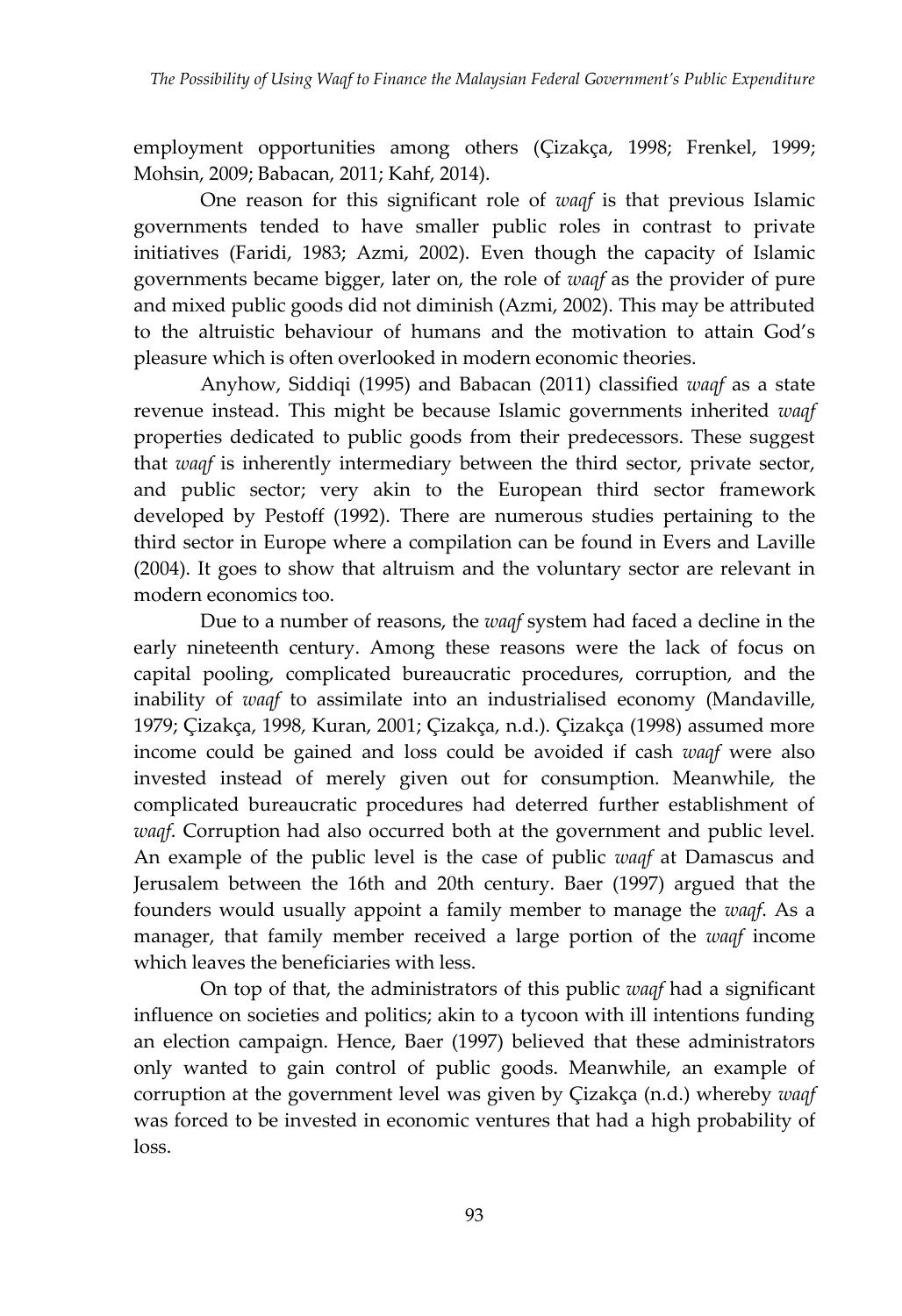employment opportunities among others (Çizakça, 1998; Frenkel, 1999; Mohsin, 2009; Babacan, 2011; Kahf, 2014).

One reason for this significant role of *waqf* is that previous Islamic governments tended to have smaller public roles in contrast to private initiatives (Faridi, 1983; Azmi, 2002). Even though the capacity of Islamic governments became bigger, later on, the role of *waqf* as the provider of pure and mixed public goods did not diminish (Azmi, 2002). This may be attributed to the altruistic behaviour of humans and the motivation to attain God's pleasure which is often overlooked in modern economic theories.

Anyhow, Siddiqi (1995) and Babacan (2011) classified *waqf* as a state revenue instead. This might be because Islamic governments inherited *waqf* properties dedicated to public goods from their predecessors. These suggest that *waqf* is inherently intermediary between the third sector, private sector, and public sector; very akin to the European third sector framework developed by Pestoff (1992). There are numerous studies pertaining to the third sector in Europe where a compilation can be found in Evers and Laville (2004). It goes to show that altruism and the voluntary sector are relevant in modern economics too.

Due to a number of reasons, the *waqf* system had faced a decline in the early nineteenth century. Among these reasons were the lack of focus on capital pooling, complicated bureaucratic procedures, corruption, and the inability of *waqf* to assimilate into an industrialised economy (Mandaville, 1979; Çizakça, 1998, Kuran, 2001; Çizakça, n.d.). Çizakça (1998) assumed more income could be gained and loss could be avoided if cash *waqf* were also invested instead of merely given out for consumption. Meanwhile, the complicated bureaucratic procedures had deterred further establishment of *waqf*. Corruption had also occurred both at the government and public level. An example of the public level is the case of public *waqf* at Damascus and Jerusalem between the 16th and 20th century. Baer (1997) argued that the founders would usually appoint a family member to manage the *waqf*. As a manager, that family member received a large portion of the *waqf* income which leaves the beneficiaries with less.

On top of that, the administrators of this public *waqf* had a significant influence on societies and politics; akin to a tycoon with ill intentions funding an election campaign. Hence, Baer (1997) believed that these administrators only wanted to gain control of public goods. Meanwhile, an example of corruption at the government level was given by Çizakça (n.d.) whereby *waqf* was forced to be invested in economic ventures that had a high probability of loss.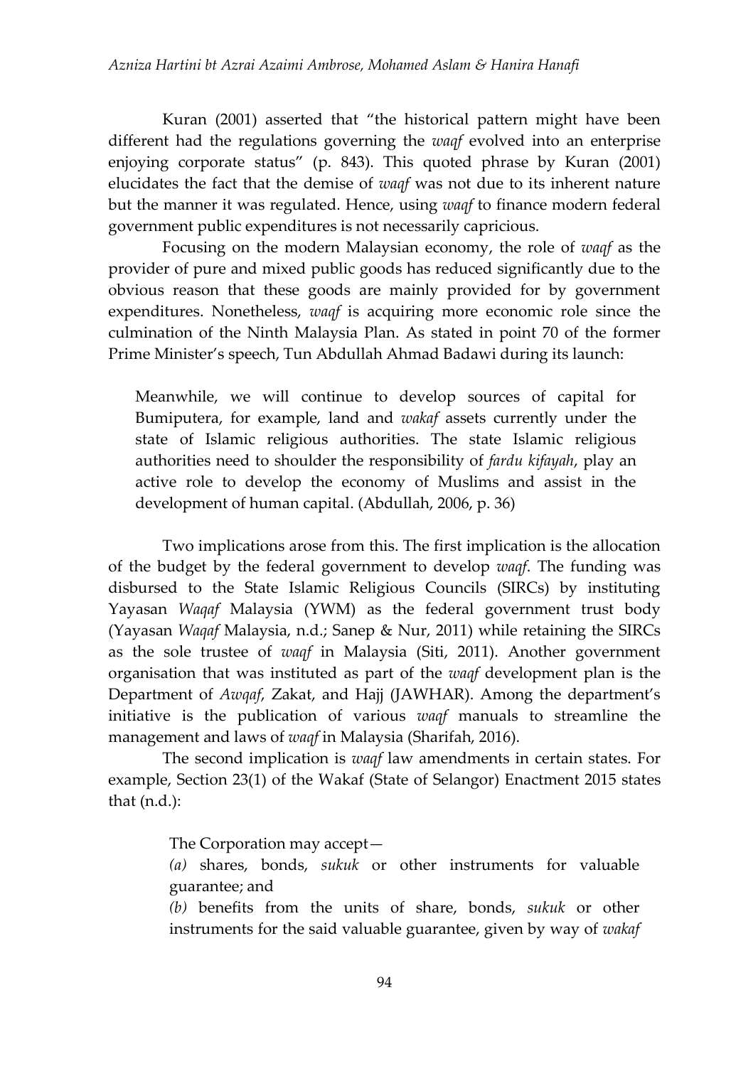Kuran (2001) asserted that "the historical pattern might have been different had the regulations governing the *waqf* evolved into an enterprise enjoying corporate status" (p. 843). This quoted phrase by Kuran (2001) elucidates the fact that the demise of *waqf* was not due to its inherent nature but the manner it was regulated. Hence, using *waqf* to finance modern federal government public expenditures is not necessarily capricious.

Focusing on the modern Malaysian economy, the role of *waqf* as the provider of pure and mixed public goods has reduced significantly due to the obvious reason that these goods are mainly provided for by government expenditures. Nonetheless, *waqf* is acquiring more economic role since the culmination of the Ninth Malaysia Plan. As stated in point 70 of the former Prime Minister's speech, Tun Abdullah Ahmad Badawi during its launch:

> Meanwhile, we will continue to develop sources of capital for Bumiputera, for example, land and *wakaf* assets currently under the state of Islamic religious authorities. The state Islamic religious authorities need to shoulder the responsibility of *fardu kifayah*, play an active role to develop the economy of Muslims and assist in the development of human capital. (Abdullah, 2006, p. 36)

Two implications arose from this. The first implication is the allocation of the budget by the federal government to develop *waqf*. The funding was disbursed to the State Islamic Religious Councils (SIRCs) by instituting Yayasan *Waqaf* Malaysia (YWM) as the federal government trust body (Yayasan *Waqaf* Malaysia, n.d.; Sanep & Nur, 2011) while retaining the SIRCs as the sole trustee of *waqf* in Malaysia (Siti, 2011). Another government organisation that was instituted as part of the *waqf* development plan is the Department of *Awqaf*, Zakat, and Hajj (JAWHAR). Among the department's initiative is the publication of various *waqf* manuals to streamline the management and laws of *waqf* in Malaysia (Sharifah, 2016).

The second implication is *waqf* law amendments in certain states. For example, Section 23(1) of the Wakaf (State of Selangor) Enactment 2015 states that (n.d.):

> The Corporation may accept—
>
> *(a)* shares, bonds, *sukuk* or other instruments for valuable guarantee; and
>
> *(b)* benefits from the units of share, bonds, *sukuk* or other instruments for the said valuable guarantee, given by way of *wakaf*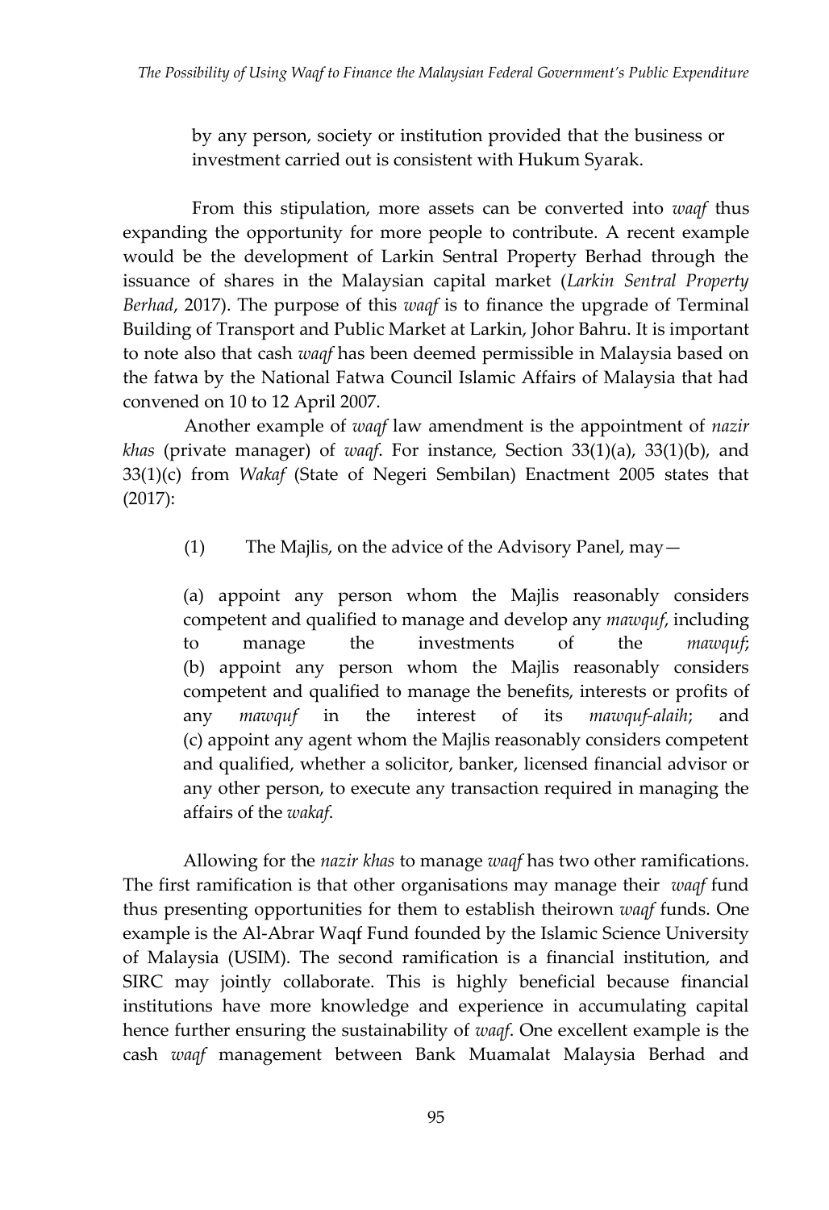by any person, society or institution provided that the business or investment carried out is consistent with Hukum Syarak.

From this stipulation, more assets can be converted into *waqf* thus expanding the opportunity for more people to contribute. A recent example would be the development of Larkin Sentral Property Berhad through the issuance of shares in the Malaysian capital market (*Larkin Sentral Property Berhad*, 2017). The purpose of this *waqf* is to finance the upgrade of Terminal Building of Transport and Public Market at Larkin, Johor Bahru. It is important to note also that cash *waqf* has been deemed permissible in Malaysia based on the fatwa by the National Fatwa Council Islamic Affairs of Malaysia that had convened on 10 to 12 April 2007.

Another example of *waqf* law amendment is the appointment of *nazir khas* (private manager) of *waqf*. For instance, Section 33(1)(a), 33(1)(b), and 33(1)(c) from *Wakaf* (State of Negeri Sembilan) Enactment 2005 states that (2017):

> (1) The Majlis, on the advice of the Advisory Panel, may—
>
> (a) appoint any person whom the Majlis reasonably considers competent and qualified to manage and develop any *mawquf*, including to manage the investments of the *mawquf*;
> (b) appoint any person whom the Majlis reasonably considers competent and qualified to manage the benefits, interests or profits of any *mawquf* in the interest of its *mawquf-alaih*; and
> (c) appoint any agent whom the Majlis reasonably considers competent and qualified, whether a solicitor, banker, licensed financial advisor or any other person, to execute any transaction required in managing the affairs of the *wakaf*.

Allowing for the *nazir khas* to manage *waqf* has two other ramifications. The first ramification is that other organisations may manage their *waqf* fund thus presenting opportunities for them to establish theirown *waqf* funds. One example is the Al-Abrar Waqf Fund founded by the Islamic Science University of Malaysia (USIM). The second ramification is a financial institution, and SIRC may jointly collaborate. This is highly beneficial because financial institutions have more knowledge and experience in accumulating capital hence further ensuring the sustainability of *waqf*. One excellent example is the cash *waqf* management between Bank Muamalat Malaysia Berhad and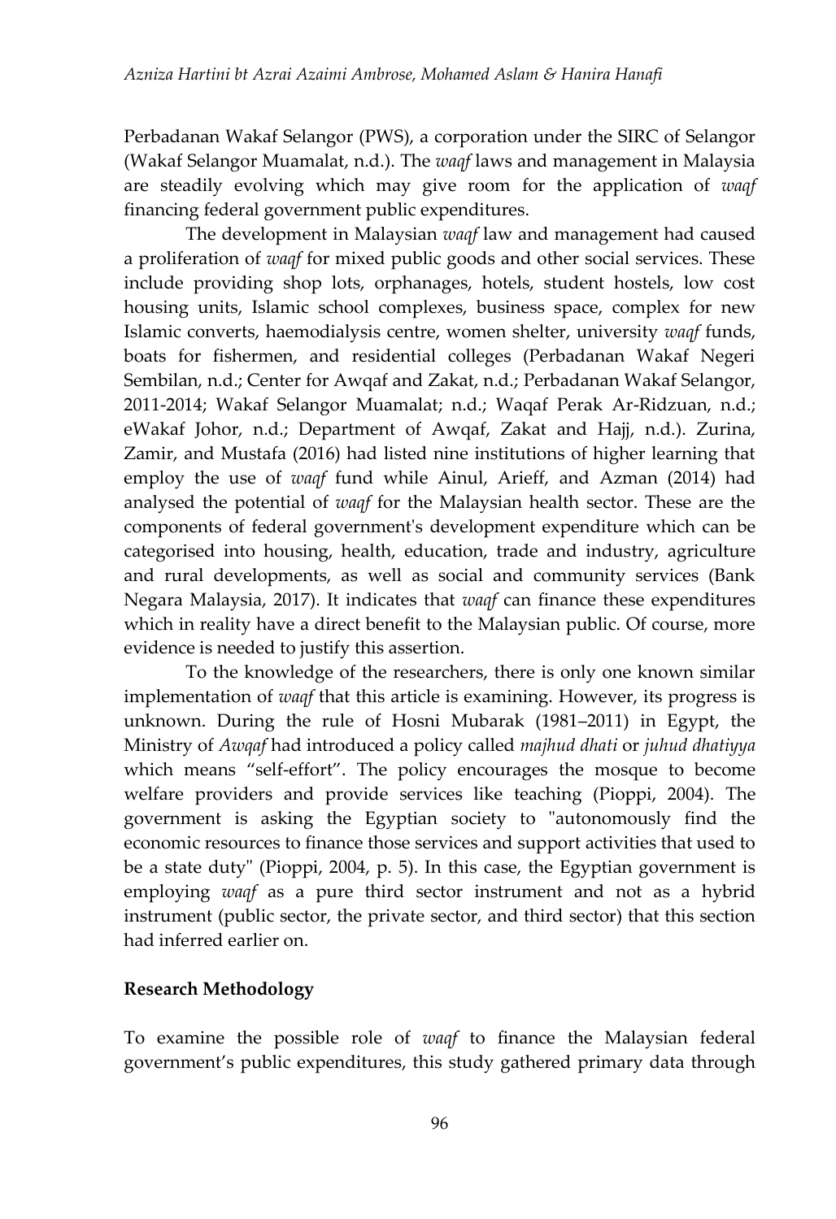Perbadanan Wakaf Selangor (PWS), a corporation under the SIRC of Selangor (Wakaf Selangor Muamalat, n.d.). The *waqf* laws and management in Malaysia are steadily evolving which may give room for the application of *waqf* financing federal government public expenditures.

The development in Malaysian *waqf* law and management had caused a proliferation of *waqf* for mixed public goods and other social services. These include providing shop lots, orphanages, hotels, student hostels, low cost housing units, Islamic school complexes, business space, complex for new Islamic converts, haemodialysis centre, women shelter, university *waqf* funds, boats for fishermen, and residential colleges (Perbadanan Wakaf Negeri Sembilan, n.d.; Center for Awqaf and Zakat, n.d.; Perbadanan Wakaf Selangor, 2011-2014; Wakaf Selangor Muamalat; n.d.; Waqaf Perak Ar-Ridzuan, n.d.; eWakaf Johor, n.d.; Department of Awqaf, Zakat and Hajj, n.d.). Zurina, Zamir, and Mustafa (2016) had listed nine institutions of higher learning that employ the use of *waqf* fund while Ainul, Arieff, and Azman (2014) had analysed the potential of *waqf* for the Malaysian health sector. These are the components of federal government's development expenditure which can be categorised into housing, health, education, trade and industry, agriculture and rural developments, as well as social and community services (Bank Negara Malaysia, 2017). It indicates that *waqf* can finance these expenditures which in reality have a direct benefit to the Malaysian public. Of course, more evidence is needed to justify this assertion.

To the knowledge of the researchers, there is only one known similar implementation of *waqf* that this article is examining. However, its progress is unknown. During the rule of Hosni Mubarak (1981–2011) in Egypt, the Ministry of *Awqaf* had introduced a policy called *majhud dhati* or *juhud dhatiyya* which means "self-effort". The policy encourages the mosque to become welfare providers and provide services like teaching (Pioppi, 2004). The government is asking the Egyptian society to "autonomously find the economic resources to finance those services and support activities that used to be a state duty" (Pioppi, 2004, p. 5). In this case, the Egyptian government is employing *waqf* as a pure third sector instrument and not as a hybrid instrument (public sector, the private sector, and third sector) that this section had inferred earlier on.

## Research Methodology

To examine the possible role of *waqf* to finance the Malaysian federal government's public expenditures, this study gathered primary data through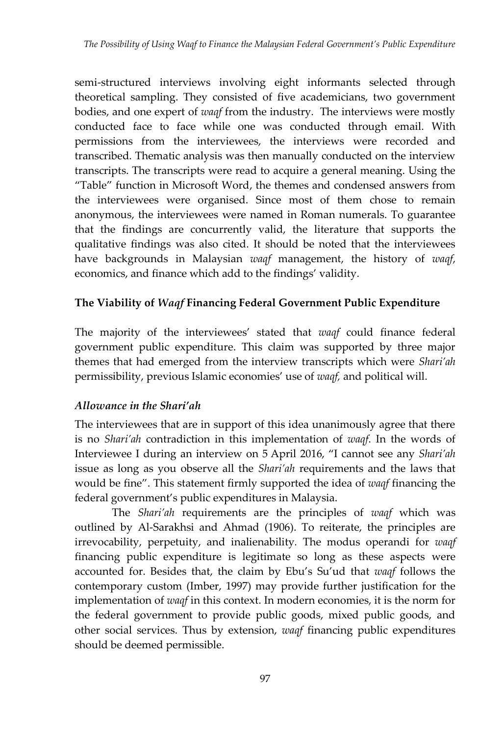semi-structured interviews involving eight informants selected through theoretical sampling. They consisted of five academicians, two government bodies, and one expert of *waqf* from the industry. The interviews were mostly conducted face to face while one was conducted through email. With permissions from the interviewees, the interviews were recorded and transcribed. Thematic analysis was then manually conducted on the interview transcripts. The transcripts were read to acquire a general meaning. Using the "Table" function in Microsoft Word, the themes and condensed answers from the interviewees were organised. Since most of them chose to remain anonymous, the interviewees were named in Roman numerals. To guarantee that the findings are concurrently valid, the literature that supports the qualitative findings was also cited. It should be noted that the interviewees have backgrounds in Malaysian *waqf* management, the history of *waqf*, economics, and finance which add to the findings' validity.

## The Viability of *Waqf* Financing Federal Government Public Expenditure

The majority of the interviewees' stated that *waqf* could finance federal government public expenditure. This claim was supported by three major themes that had emerged from the interview transcripts which were *Shari'ah* permissibility, previous Islamic economies' use of *waqf,* and political will.

### *Allowance in the Shari'ah*

The interviewees that are in support of this idea unanimously agree that there is no *Shari'ah* contradiction in this implementation of *waqf*. In the words of Interviewee I during an interview on 5 April 2016, "I cannot see any *Shari'ah* issue as long as you observe all the *Shari'ah* requirements and the laws that would be fine". This statement firmly supported the idea of *waqf* financing the federal government's public expenditures in Malaysia.

The *Shari'ah* requirements are the principles of *waqf* which was outlined by Al-Sarakhsi and Ahmad (1906). To reiterate, the principles are irrevocability, perpetuity, and inalienability. The modus operandi for *waqf* financing public expenditure is legitimate so long as these aspects were accounted for. Besides that, the claim by Ebu's Su'ud that *waqf* follows the contemporary custom (Imber, 1997) may provide further justification for the implementation of *waqf* in this context. In modern economies, it is the norm for the federal government to provide public goods, mixed public goods, and other social services. Thus by extension, *waqf* financing public expenditures should be deemed permissible.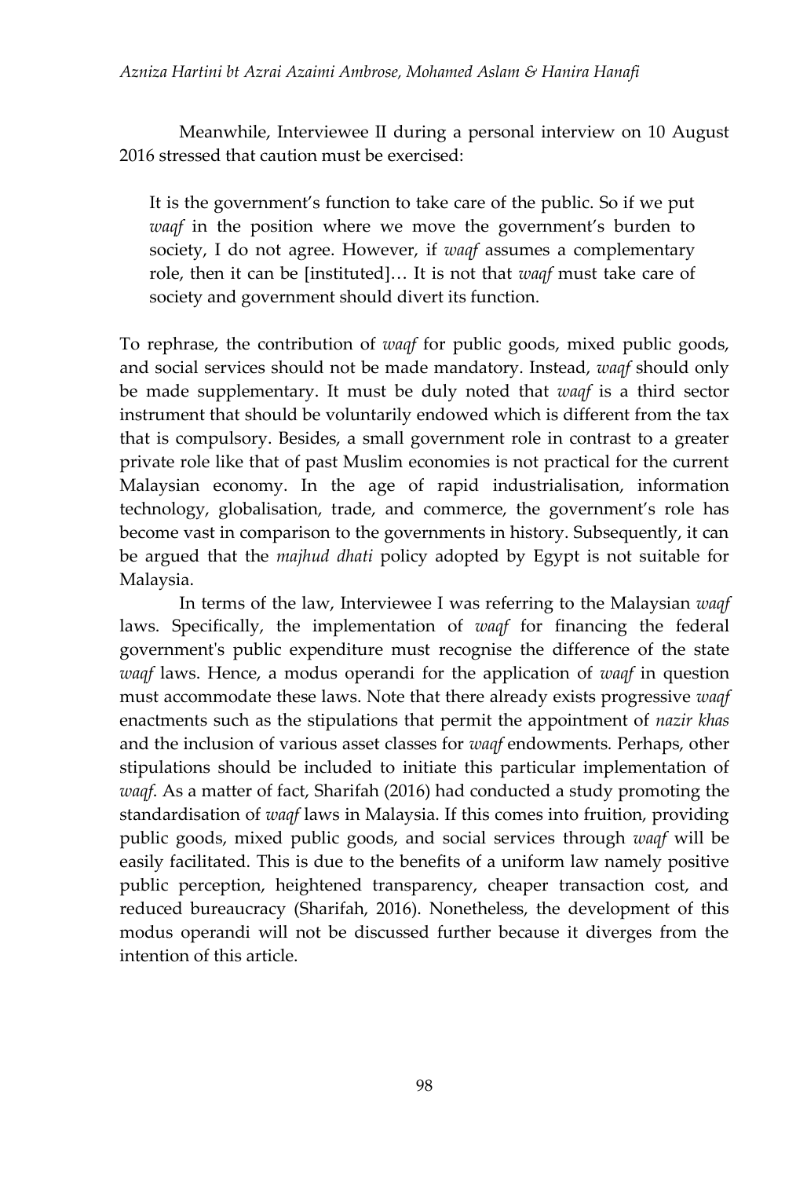Meanwhile, Interviewee II during a personal interview on 10 August 2016 stressed that caution must be exercised:

> It is the government's function to take care of the public. So if we put *waqf* in the position where we move the government's burden to society, I do not agree. However, if *waqf* assumes a complementary role, then it can be [instituted]… It is not that *waqf* must take care of society and government should divert its function.

To rephrase, the contribution of *waqf* for public goods, mixed public goods, and social services should not be made mandatory. Instead, *waqf* should only be made supplementary. It must be duly noted that *waqf* is a third sector instrument that should be voluntarily endowed which is different from the tax that is compulsory. Besides, a small government role in contrast to a greater private role like that of past Muslim economies is not practical for the current Malaysian economy. In the age of rapid industrialisation, information technology, globalisation, trade, and commerce, the government's role has become vast in comparison to the governments in history. Subsequently, it can be argued that the *majhud dhati* policy adopted by Egypt is not suitable for Malaysia.

In terms of the law, Interviewee I was referring to the Malaysian *waqf* laws. Specifically, the implementation of *waqf* for financing the federal government's public expenditure must recognise the difference of the state *waqf* laws. Hence, a modus operandi for the application of *waqf* in question must accommodate these laws. Note that there already exists progressive *waqf* enactments such as the stipulations that permit the appointment of *nazir khas* and the inclusion of various asset classes for *waqf* endowments. Perhaps, other stipulations should be included to initiate this particular implementation of *waqf*. As a matter of fact, Sharifah (2016) had conducted a study promoting the standardisation of *waqf* laws in Malaysia. If this comes into fruition, providing public goods, mixed public goods, and social services through *waqf* will be easily facilitated. This is due to the benefits of a uniform law namely positive public perception, heightened transparency, cheaper transaction cost, and reduced bureaucracy (Sharifah, 2016). Nonetheless, the development of this modus operandi will not be discussed further because it diverges from the intention of this article.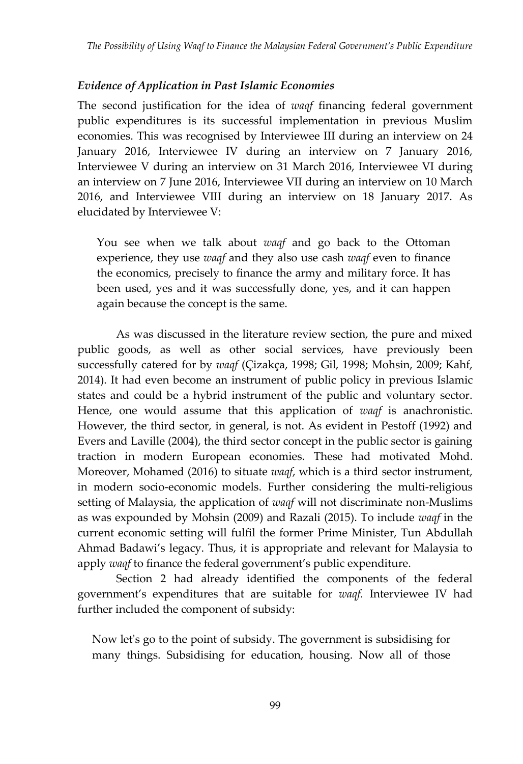### *Evidence of Application in Past Islamic Economies*

The second justification for the idea of *waqf* financing federal government public expenditures is its successful implementation in previous Muslim economies. This was recognised by Interviewee III during an interview on 24 January 2016, Interviewee IV during an interview on 7 January 2016, Interviewee V during an interview on 31 March 2016, Interviewee VI during an interview on 7 June 2016, Interviewee VII during an interview on 10 March 2016, and Interviewee VIII during an interview on 18 January 2017. As elucidated by Interviewee V:

> You see when we talk about *waqf* and go back to the Ottoman experience, they use *waqf* and they also use cash *waqf* even to finance the economics, precisely to finance the army and military force. It has been used, yes and it was successfully done, yes, and it can happen again because the concept is the same.

As was discussed in the literature review section, the pure and mixed public goods, as well as other social services, have previously been successfully catered for by *waqf* (Çizakça, 1998; Gil, 1998; Mohsin, 2009; Kahf, 2014). It had even become an instrument of public policy in previous Islamic states and could be a hybrid instrument of the public and voluntary sector. Hence, one would assume that this application of *waqf* is anachronistic. However, the third sector, in general, is not. As evident in Pestoff (1992) and Evers and Laville (2004), the third sector concept in the public sector is gaining traction in modern European economies. These had motivated Mohd. Moreover, Mohamed (2016) to situate *waqf*, which is a third sector instrument, in modern socio-economic models. Further considering the multi-religious setting of Malaysia, the application of *waqf* will not discriminate non-Muslims as was expounded by Mohsin (2009) and Razali (2015). To include *waqf* in the current economic setting will fulfil the former Prime Minister, Tun Abdullah Ahmad Badawi's legacy. Thus, it is appropriate and relevant for Malaysia to apply *waqf* to finance the federal government's public expenditure.

Section 2 had already identified the components of the federal government's expenditures that are suitable for *waqf*. Interviewee IV had further included the component of subsidy:

> Now let's go to the point of subsidy. The government is subsidising for many things. Subsidising for education, housing. Now all of those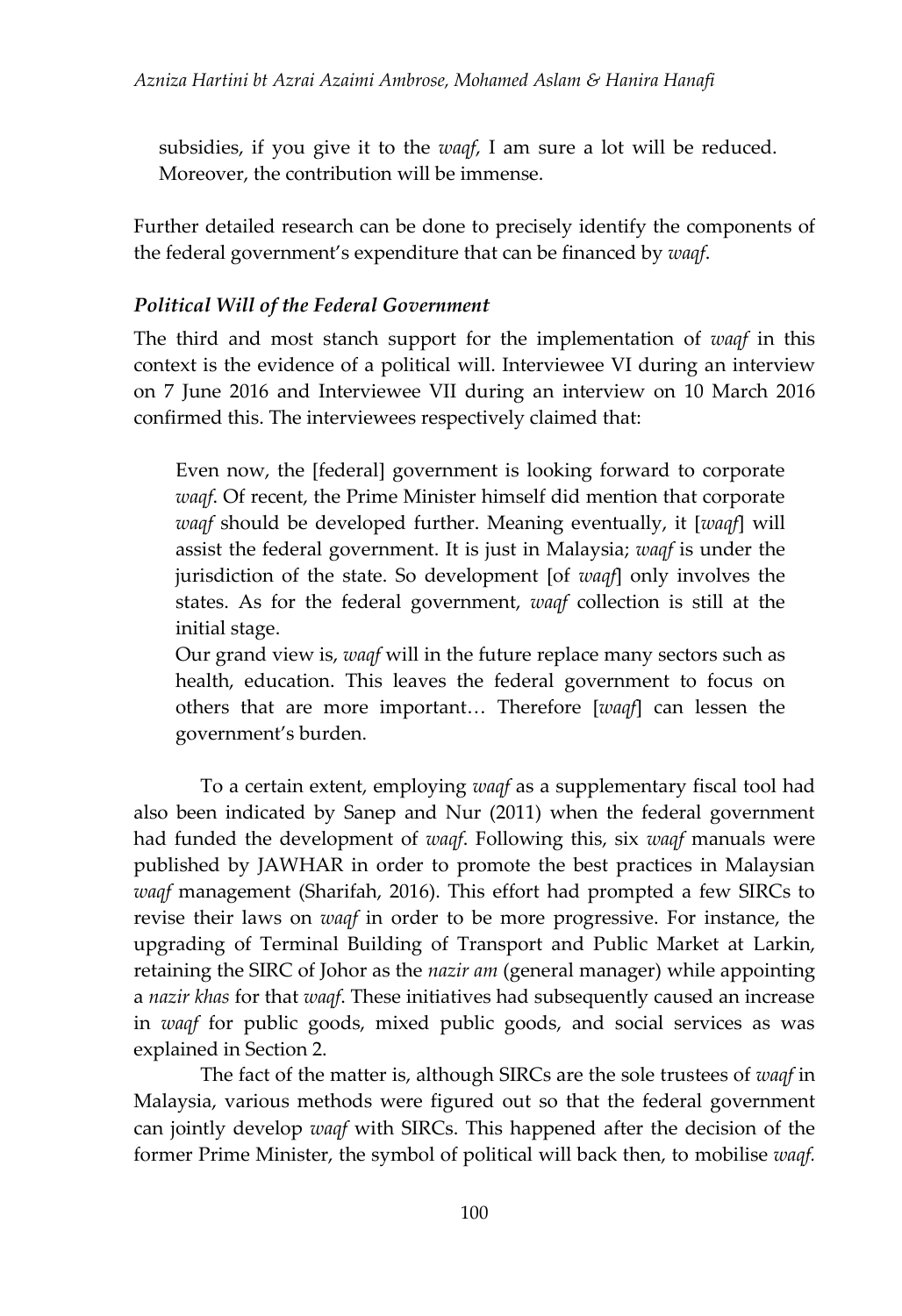> subsidies, if you give it to the *waqf*, I am sure a lot will be reduced. Moreover, the contribution will be immense.

Further detailed research can be done to precisely identify the components of the federal government's expenditure that can be financed by *waqf*.

### *Political Will of the Federal Government*

The third and most stanch support for the implementation of *waqf* in this context is the evidence of a political will. Interviewee VI during an interview on 7 June 2016 and Interviewee VII during an interview on 10 March 2016 confirmed this. The interviewees respectively claimed that:

> Even now, the [federal] government is looking forward to corporate *waqf*. Of recent, the Prime Minister himself did mention that corporate *waqf* should be developed further. Meaning eventually, it [*waqf*] will assist the federal government. It is just in Malaysia; *waqf* is under the jurisdiction of the state. So development [of *waqf*] only involves the states. As for the federal government, *waqf* collection is still at the initial stage.
>
> Our grand view is, *waqf* will in the future replace many sectors such as health, education. This leaves the federal government to focus on others that are more important… Therefore [*waqf*] can lessen the government's burden.

To a certain extent, employing *waqf* as a supplementary fiscal tool had also been indicated by Sanep and Nur (2011) when the federal government had funded the development of *waqf*. Following this, six *waqf* manuals were published by JAWHAR in order to promote the best practices in Malaysian *waqf* management (Sharifah, 2016). This effort had prompted a few SIRCs to revise their laws on *waqf* in order to be more progressive. For instance, the upgrading of Terminal Building of Transport and Public Market at Larkin, retaining the SIRC of Johor as the *nazir am* (general manager) while appointing a *nazir khas* for that *waqf*. These initiatives had subsequently caused an increase in *waqf* for public goods, mixed public goods, and social services as was explained in Section 2.

The fact of the matter is, although SIRCs are the sole trustees of *waqf* in Malaysia, various methods were figured out so that the federal government can jointly develop *waqf* with SIRCs. This happened after the decision of the former Prime Minister, the symbol of political will back then, to mobilise *waqf.*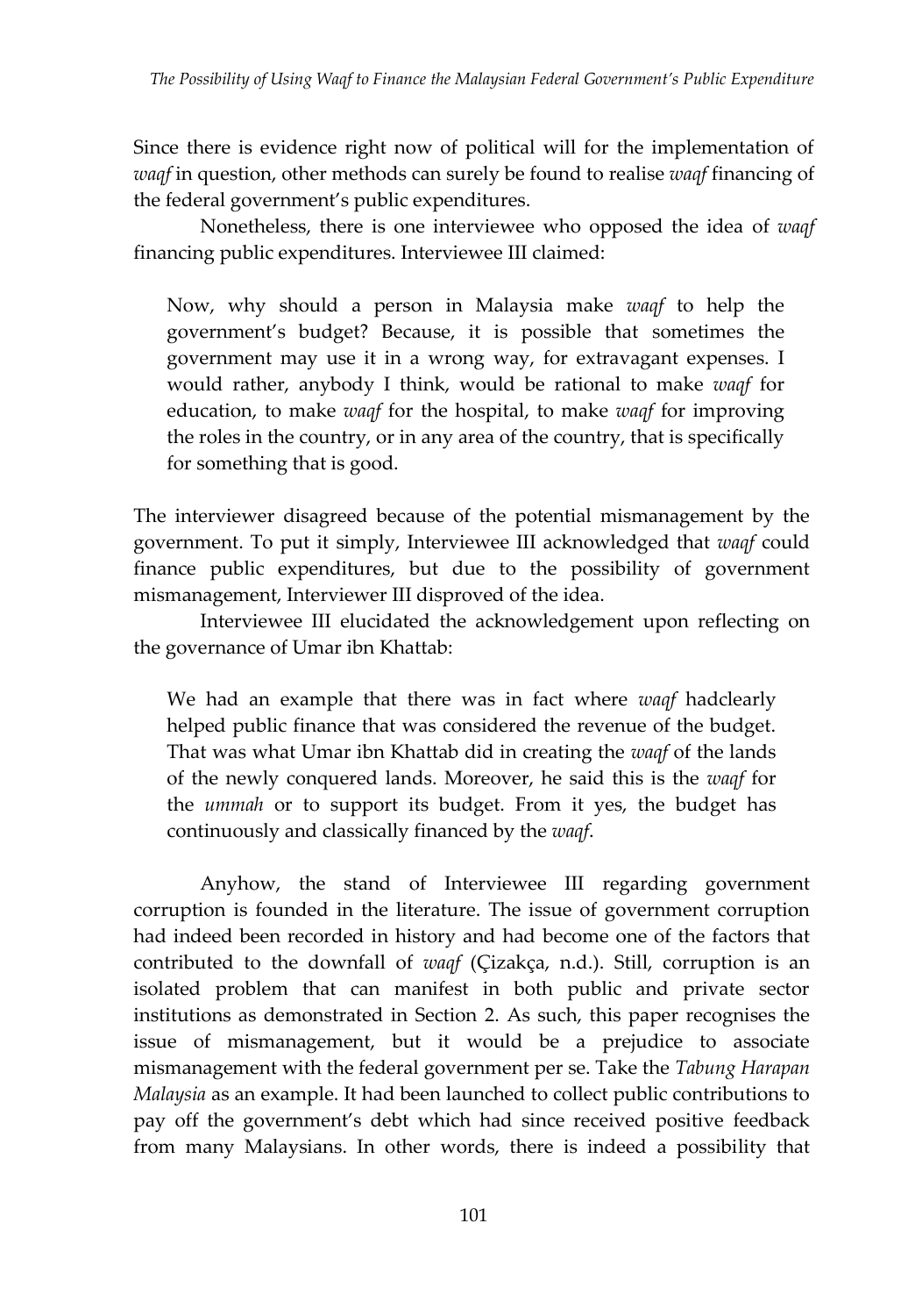Since there is evidence right now of political will for the implementation of *waqf* in question, other methods can surely be found to realise *waqf* financing of the federal government's public expenditures.

Nonetheless, there is one interviewee who opposed the idea of *waqf* financing public expenditures. Interviewee III claimed:

> Now, why should a person in Malaysia make *waqf* to help the government's budget? Because, it is possible that sometimes the government may use it in a wrong way, for extravagant expenses. I would rather, anybody I think, would be rational to make *waqf* for education, to make *waqf* for the hospital, to make *waqf* for improving the roles in the country, or in any area of the country, that is specifically for something that is good.

The interviewer disagreed because of the potential mismanagement by the government. To put it simply, Interviewee III acknowledged that *waqf* could finance public expenditures, but due to the possibility of government mismanagement, Interviewer III disproved of the idea.

Interviewee III elucidated the acknowledgement upon reflecting on the governance of Umar ibn Khattab:

> We had an example that there was in fact where *waqf* hadclearly helped public finance that was considered the revenue of the budget. That was what Umar ibn Khattab did in creating the *waqf* of the lands of the newly conquered lands. Moreover, he said this is the *waqf* for the *ummah* or to support its budget. From it yes, the budget has continuously and classically financed by the *waqf*.

Anyhow, the stand of Interviewee III regarding government corruption is founded in the literature. The issue of government corruption had indeed been recorded in history and had become one of the factors that contributed to the downfall of *waqf* (Çizakça, n.d.). Still, corruption is an isolated problem that can manifest in both public and private sector institutions as demonstrated in Section 2. As such, this paper recognises the issue of mismanagement, but it would be a prejudice to associate mismanagement with the federal government per se. Take the *Tabung Harapan Malaysia* as an example. It had been launched to collect public contributions to pay off the government's debt which had since received positive feedback from many Malaysians. In other words, there is indeed a possibility that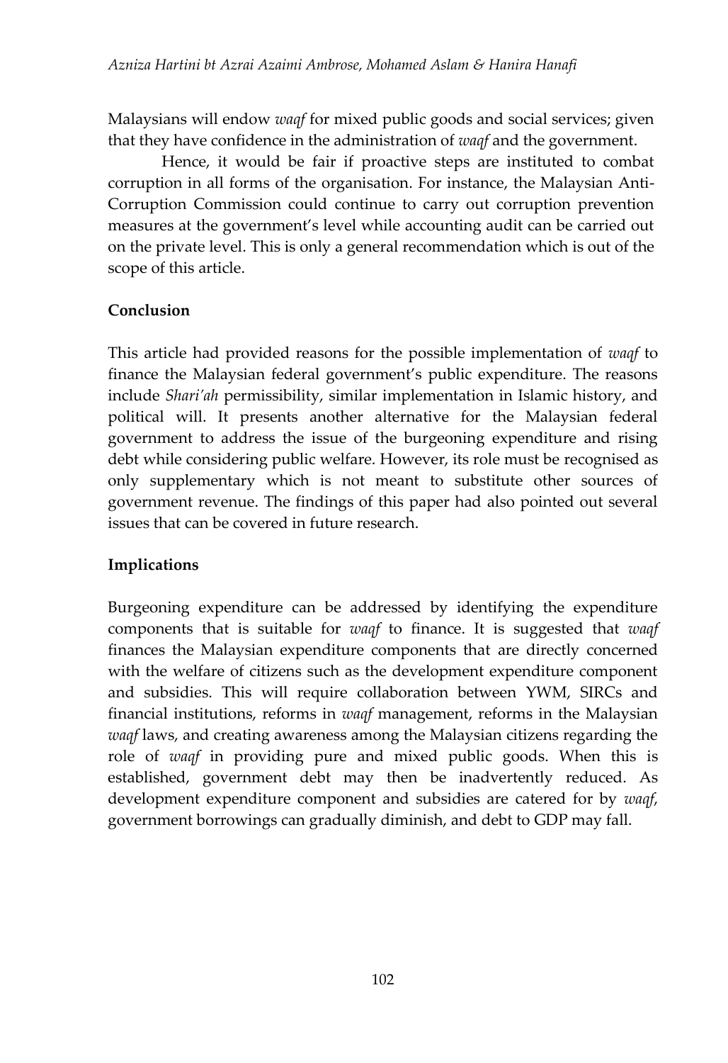Malaysians will endow *waqf* for mixed public goods and social services; given that they have confidence in the administration of *waqf* and the government.

Hence, it would be fair if proactive steps are instituted to combat corruption in all forms of the organisation. For instance, the Malaysian Anti-Corruption Commission could continue to carry out corruption prevention measures at the government's level while accounting audit can be carried out on the private level. This is only a general recommendation which is out of the scope of this article.

## Conclusion

This article had provided reasons for the possible implementation of *waqf* to finance the Malaysian federal government's public expenditure. The reasons include *Shari'ah* permissibility, similar implementation in Islamic history, and political will. It presents another alternative for the Malaysian federal government to address the issue of the burgeoning expenditure and rising debt while considering public welfare. However, its role must be recognised as only supplementary which is not meant to substitute other sources of government revenue. The findings of this paper had also pointed out several issues that can be covered in future research.

## Implications

Burgeoning expenditure can be addressed by identifying the expenditure components that is suitable for *waqf* to finance. It is suggested that *waqf* finances the Malaysian expenditure components that are directly concerned with the welfare of citizens such as the development expenditure component and subsidies. This will require collaboration between YWM, SIRCs and financial institutions, reforms in *waqf* management, reforms in the Malaysian *waqf* laws, and creating awareness among the Malaysian citizens regarding the role of *waqf* in providing pure and mixed public goods. When this is established, government debt may then be inadvertently reduced. As development expenditure component and subsidies are catered for by *waqf*, government borrowings can gradually diminish, and debt to GDP may fall.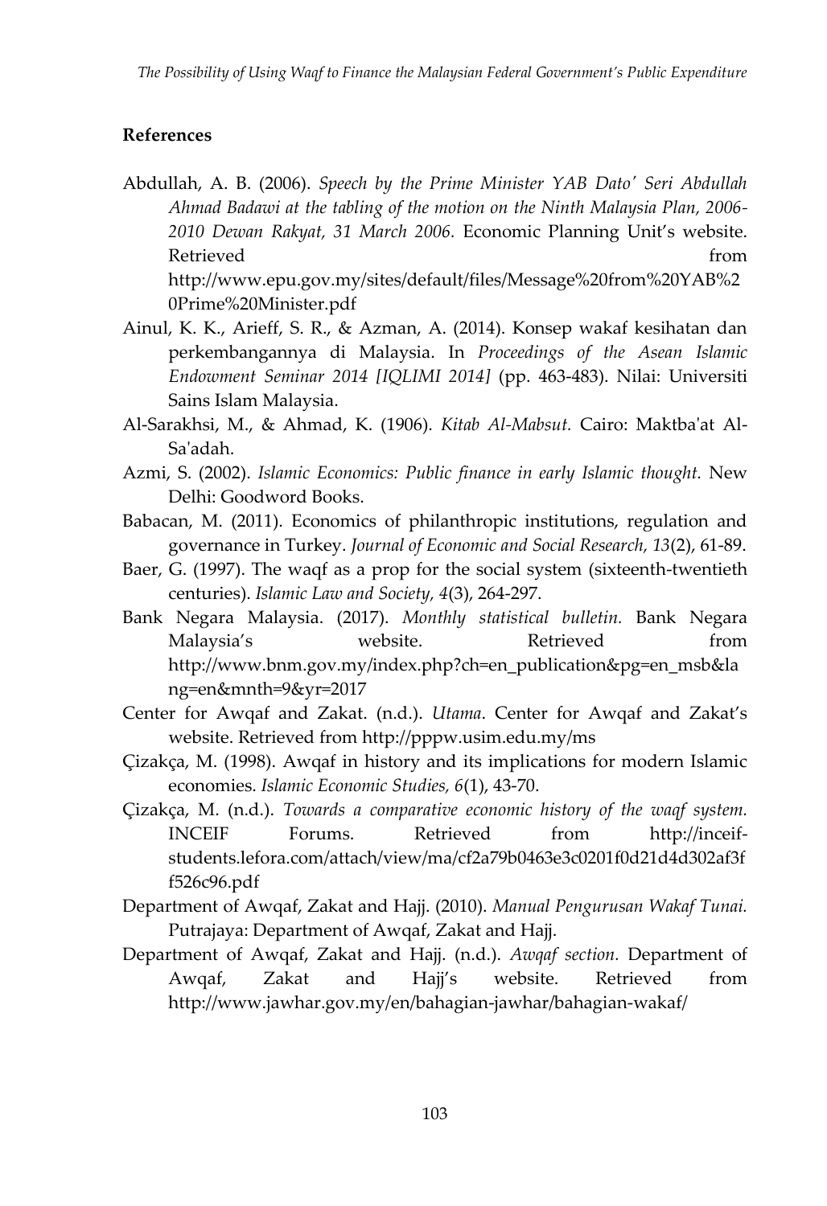## References

Abdullah, A. B. (2006). *Speech by the Prime Minister YAB Dato' Seri Abdullah Ahmad Badawi at the tabling of the motion on the Ninth Malaysia Plan, 2006-2010 Dewan Rakyat, 31 March 2006.* Economic Planning Unit's website. Retrieved from http://www.epu.gov.my/sites/default/files/Message%20from%20YAB%20Prime%20Minister.pdf

Ainul, K. K., Arieff, S. R., & Azman, A. (2014). Konsep wakaf kesihatan dan perkembangannya di Malaysia. In *Proceedings of the Asean Islamic Endowment Seminar 2014 [IQLIMI 2014]* (pp. 463-483). Nilai: Universiti Sains Islam Malaysia.

Al-Sarakhsi, M., & Ahmad, K. (1906). *Kitab Al-Mabsut.* Cairo: Maktba'at Al-Sa'adah.

Azmi, S. (2002). *Islamic Economics: Public finance in early Islamic thought.* New Delhi: Goodword Books.

Babacan, M. (2011). Economics of philanthropic institutions, regulation and governance in Turkey. *Journal of Economic and Social Research, 13*(2), 61-89.

Baer, G. (1997). The waqf as a prop for the social system (sixteenth-twentieth centuries). *Islamic Law and Society, 4*(3), 264-297.

Bank Negara Malaysia. (2017). *Monthly statistical bulletin.* Bank Negara Malaysia's website. Retrieved from http://www.bnm.gov.my/index.php?ch=en_publication&pg=en_msb&lang=en&mnth=9&yr=2017

Center for Awqaf and Zakat. (n.d.). *Utama*. Center for Awqaf and Zakat's website. Retrieved from http://pppw.usim.edu.my/ms

Çizakça, M. (1998). Awqaf in history and its implications for modern Islamic economies. *Islamic Economic Studies, 6*(1), 43-70.

Çizakça, M. (n.d.). *Towards a comparative economic history of the waqf system.* INCEIF Forums. Retrieved from http://inceif-students.lefora.com/attach/view/ma/cf2a79b0463e3c0201f0d21d4d302af3ff526c96.pdf

Department of Awqaf, Zakat and Hajj. (2010). *Manual Pengurusan Wakaf Tunai.* Putrajaya: Department of Awqaf, Zakat and Hajj.

Department of Awqaf, Zakat and Hajj. (n.d.). *Awqaf section.* Department of Awqaf, Zakat and Hajj's website. Retrieved from http://www.jawhar.gov.my/en/bahagian-jawhar/bahagian-wakaf/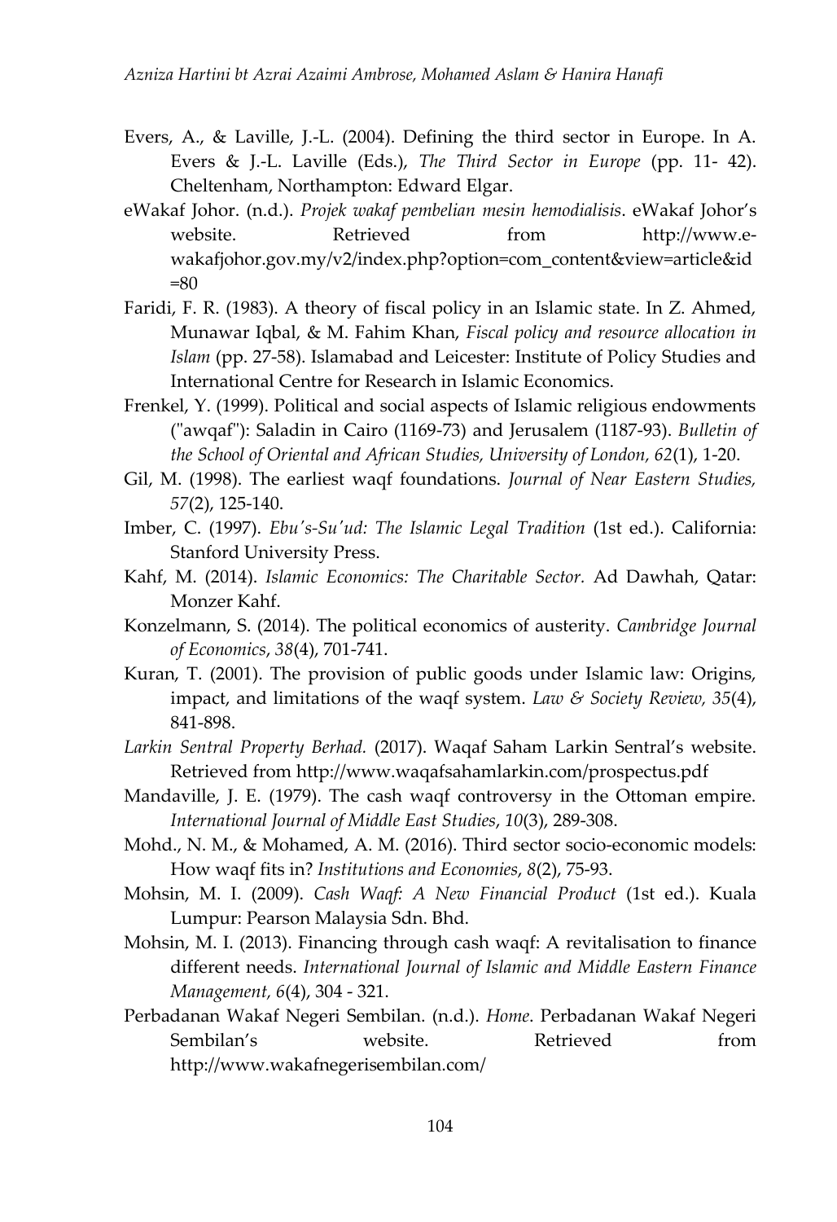Evers, A., & Laville, J.-L. (2004). Defining the third sector in Europe. In A. Evers & J.-L. Laville (Eds.), *The Third Sector in Europe* (pp. 11- 42). Cheltenham, Northampton: Edward Elgar.

eWakaf Johor. (n.d.). *Projek wakaf pembelian mesin hemodialisis*. eWakaf Johor's website. Retrieved from http://www.e-wakafjohor.gov.my/v2/index.php?option=com_content&view=article&id=80

Faridi, F. R. (1983). A theory of fiscal policy in an Islamic state. In Z. Ahmed, Munawar Iqbal, & M. Fahim Khan, *Fiscal policy and resource allocation in Islam* (pp. 27-58). Islamabad and Leicester: Institute of Policy Studies and International Centre for Research in Islamic Economics.

Frenkel, Y. (1999). Political and social aspects of Islamic religious endowments ("awqaf"): Saladin in Cairo (1169-73) and Jerusalem (1187-93). *Bulletin of the School of Oriental and African Studies, University of London, 62*(1), 1-20.

Gil, M. (1998). The earliest waqf foundations. *Journal of Near Eastern Studies, 57*(2), 125-140.

Imber, C. (1997). *Ebu's-Su'ud: The Islamic Legal Tradition* (1st ed.). California: Stanford University Press.

Kahf, M. (2014). *Islamic Economics: The Charitable Sector.* Ad Dawhah, Qatar: Monzer Kahf.

Konzelmann, S. (2014). The political economics of austerity. *Cambridge Journal of Economics*, *38*(4), 701-741.

Kuran, T. (2001). The provision of public goods under Islamic law: Origins, impact, and limitations of the waqf system. *Law & Society Review, 35*(4), 841-898.

*Larkin Sentral Property Berhad.* (2017). Waqaf Saham Larkin Sentral's website. Retrieved from http://www.waqafsahamlarkin.com/prospectus.pdf

Mandaville, J. E. (1979). The cash waqf controversy in the Ottoman empire. *International Journal of Middle East Studies*, *10*(3), 289-308.

Mohd., N. M., & Mohamed, A. M. (2016). Third sector socio-economic models: How waqf fits in? *Institutions and Economies*, *8*(2), 75-93.

Mohsin, M. I. (2009). *Cash Waqf: A New Financial Product* (1st ed.). Kuala Lumpur: Pearson Malaysia Sdn. Bhd.

Mohsin, M. I. (2013). Financing through cash waqf: A revitalisation to finance different needs. *International Journal of Islamic and Middle Eastern Finance Management, 6*(4), 304 - 321.

Perbadanan Wakaf Negeri Sembilan. (n.d.). *Home*. Perbadanan Wakaf Negeri Sembilan's website. Retrieved from http://www.wakafnegerisembilan.com/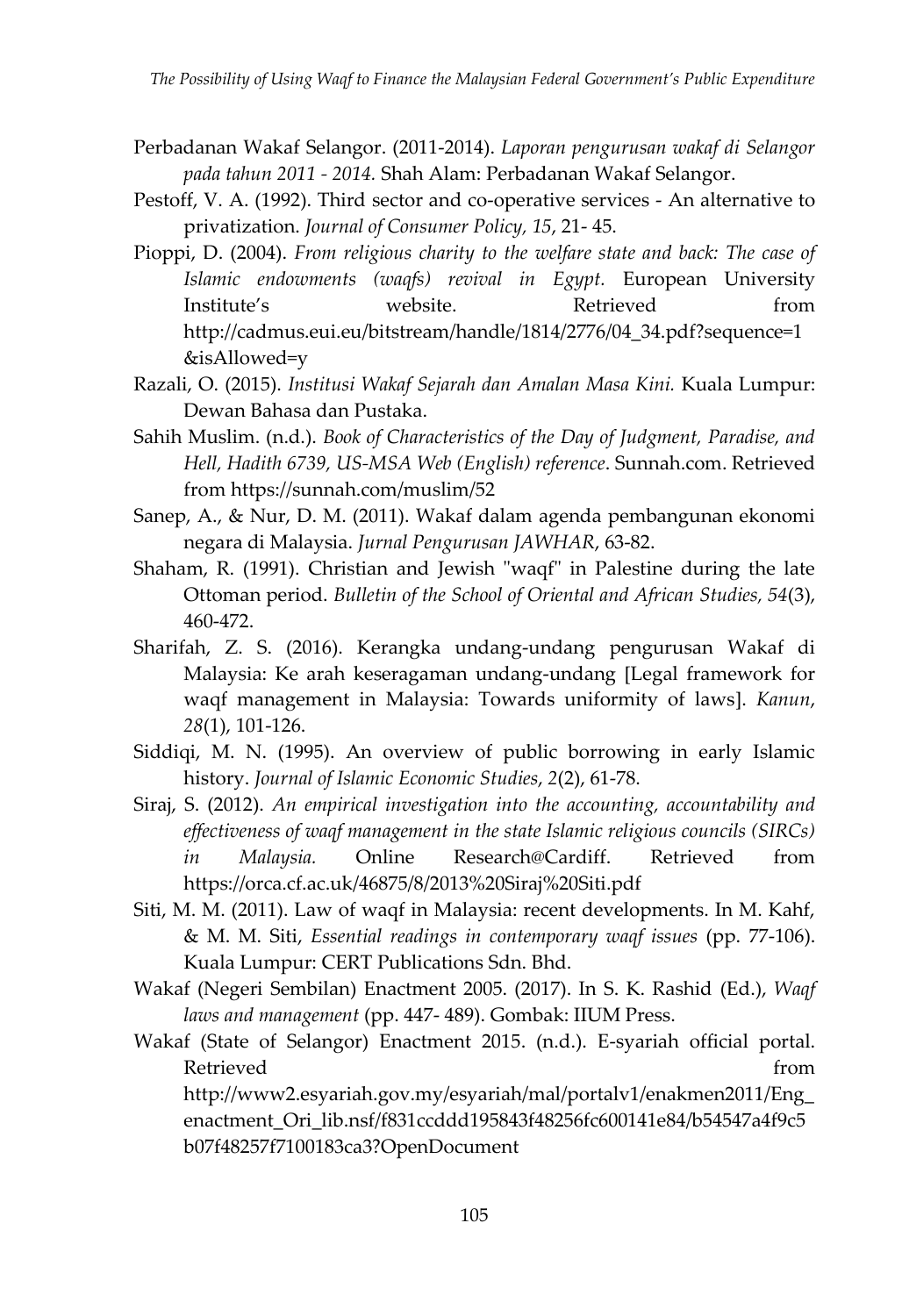Perbadanan Wakaf Selangor. (2011-2014). *Laporan pengurusan wakaf di Selangor pada tahun 2011 - 2014.* Shah Alam: Perbadanan Wakaf Selangor.

Pestoff, V. A. (1992). Third sector and co-operative services - An alternative to privatization. *Journal of Consumer Policy*, *15*, 21- 45.

Pioppi, D. (2004). *From religious charity to the welfare state and back: The case of Islamic endowments (waqfs) revival in Egypt.* European University Institute's website. Retrieved from http://cadmus.eui.eu/bitstream/handle/1814/2776/04_34.pdf?sequence=1&isAllowed=y

Razali, O. (2015). *Institusi Wakaf Sejarah dan Amalan Masa Kini.* Kuala Lumpur: Dewan Bahasa dan Pustaka.

Sahih Muslim. (n.d.). *Book of Characteristics of the Day of Judgment, Paradise, and Hell, Hadith 6739, US-MSA Web (English) reference*. Sunnah.com. Retrieved from https://sunnah.com/muslim/52

Sanep, A., & Nur, D. M. (2011). Wakaf dalam agenda pembangunan ekonomi negara di Malaysia. *Jurnal Pengurusan JAWHAR*, 63-82.

Shaham, R. (1991). Christian and Jewish "waqf" in Palestine during the late Ottoman period. *Bulletin of the School of Oriental and African Studies*, *54*(3), 460-472.

Sharifah, Z. S. (2016). Kerangka undang-undang pengurusan Wakaf di Malaysia: Ke arah keseragaman undang-undang [Legal framework for waqf management in Malaysia: Towards uniformity of laws]. *Kanun*, *28*(1), 101-126.

Siddiqi, M. N. (1995). An overview of public borrowing in early Islamic history. *Journal of Islamic Economic Studies*, *2*(2), 61-78.

Siraj, S. (2012). *An empirical investigation into the accounting, accountability and effectiveness of waqf management in the state Islamic religious councils (SIRCs) in Malaysia.* Online Research@Cardiff. Retrieved from https://orca.cf.ac.uk/46875/8/2013%20Siraj%20Siti.pdf

Siti, M. M. (2011). Law of waqf in Malaysia: recent developments. In M. Kahf, & M. M. Siti, *Essential readings in contemporary waqf issues* (pp. 77-106). Kuala Lumpur: CERT Publications Sdn. Bhd.

Wakaf (Negeri Sembilan) Enactment 2005. (2017). In S. K. Rashid (Ed.), *Waqf laws and management* (pp. 447- 489). Gombak: IIUM Press.

Wakaf (State of Selangor) Enactment 2015. (n.d.). E-syariah official portal. Retrieved from http://www2.esyariah.gov.my/esyariah/mal/portalv1/enakmen2011/Eng_enactment_Ori_lib.nsf/f831ccddd195843f48256fc600141e84/b54547a4f9c5b07f48257f7100183ca3?OpenDocument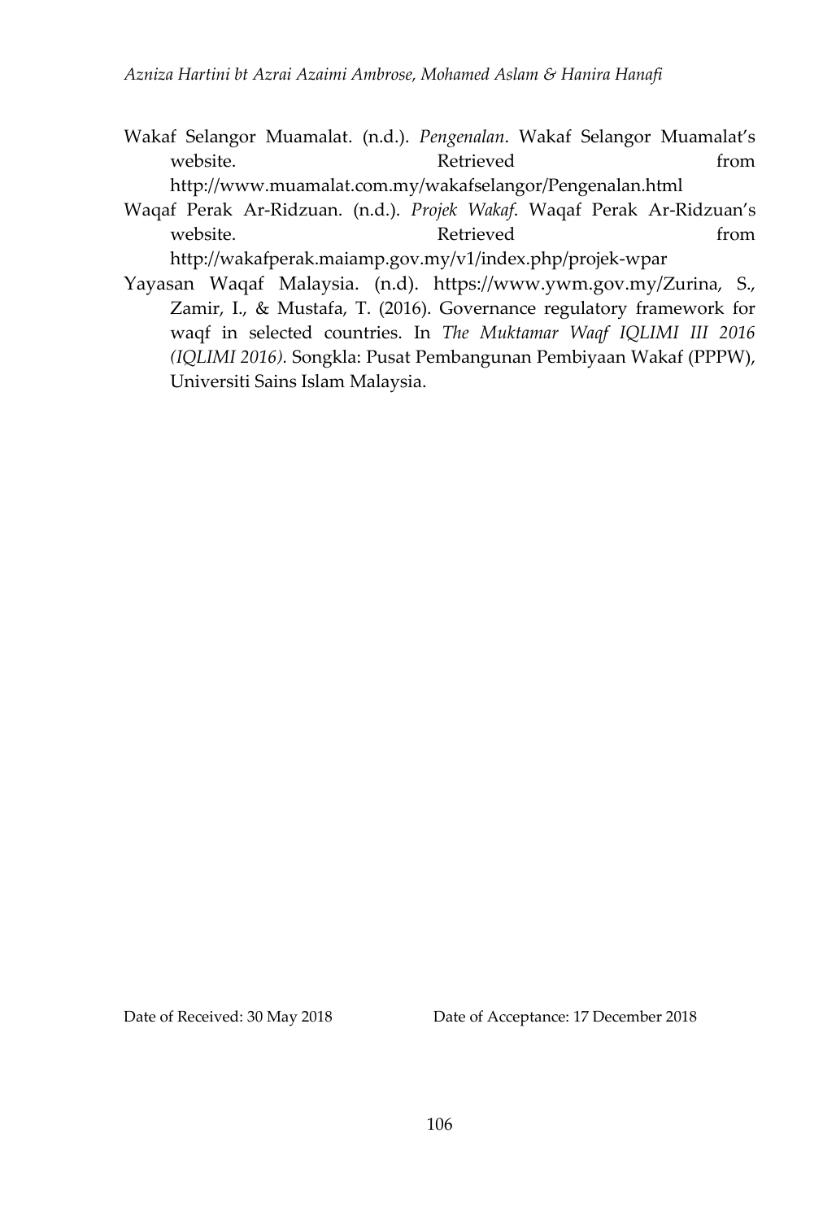Wakaf Selangor Muamalat. (n.d.). *Pengenalan*. Wakaf Selangor Muamalat's website. Retrieved from http://www.muamalat.com.my/wakafselangor/Pengenalan.html

Waqaf Perak Ar-Ridzuan. (n.d.). *Projek Wakaf*. Waqaf Perak Ar-Ridzuan's website. Retrieved from http://wakafperak.maiamp.gov.my/v1/index.php/projek-wpar

Yayasan Waqaf Malaysia. (n.d). https://www.ywm.gov.my/Zurina, S., Zamir, I., & Mustafa, T. (2016). Governance regulatory framework for waqf in selected countries. In *The Muktamar Waqf IQLIMI III 2016 (IQLIMI 2016).* Songkla: Pusat Pembangunan Pembiyaan Wakaf (PPPW), Universiti Sains Islam Malaysia.

Date of Received: 30 May 2018 Date of Acceptance: 17 December 2018